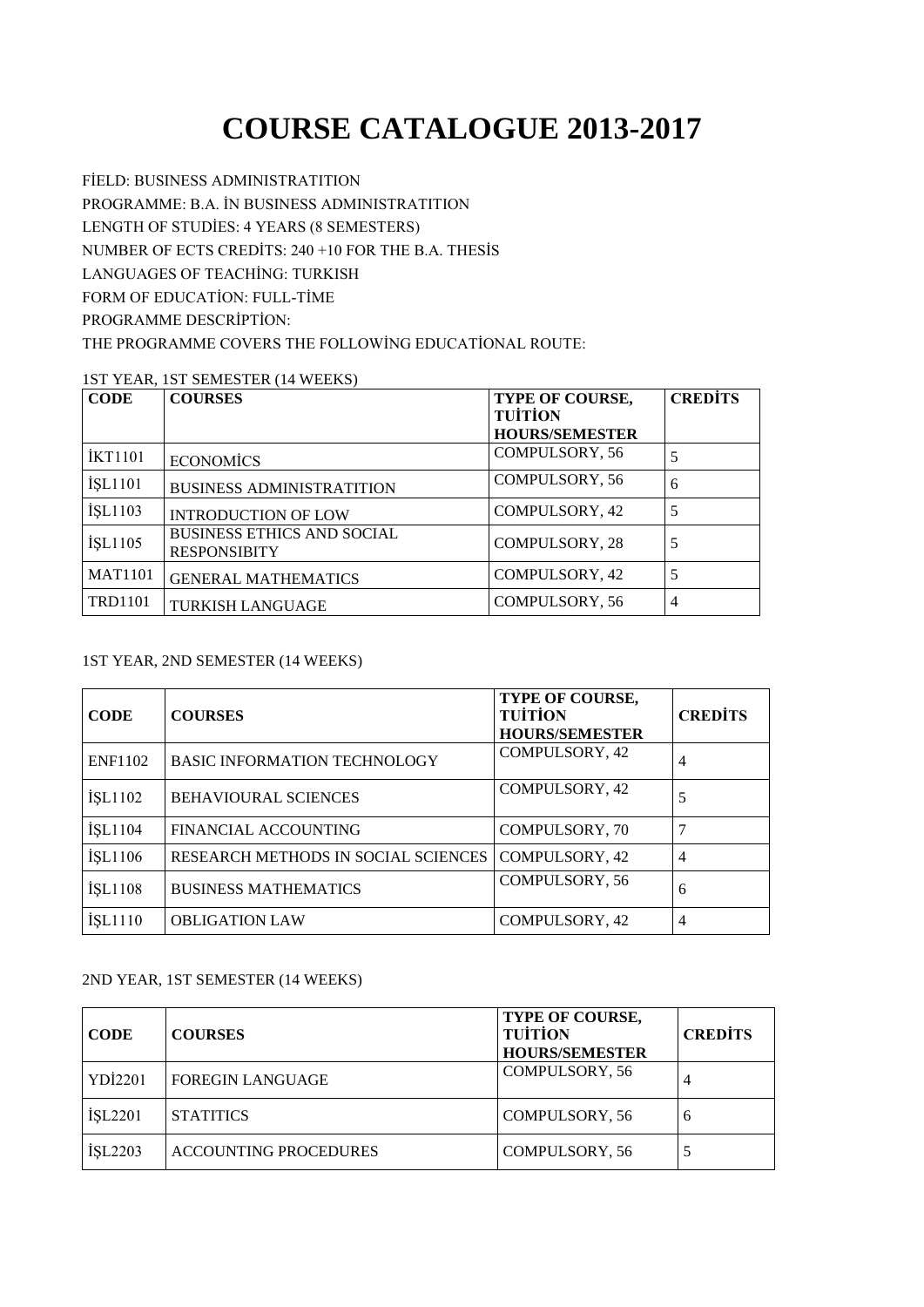# COURSE CATALOGUE 2013-2017

FİELD: BUSINESS ADMINISTRATITION

PROGRAMME: B.A. İN BUSINESS ADMINISTRATITION

LENGTH OF STUDİES: 4 YEARS (8 SEMESTERS)

NUMBER OF ECTS CREDİTS: 240 +10 FOR THE B.A. THESİS

LANGUAGES OF TEACHİNG: TURKISH

FORM OF EDUCATİON: FULL-TİME

PROGRAMME DESCRİPTİON:

THE PROGRAMME COVERS THE FOLLOWİNG EDUCATİONAL ROUTE:

1ST YEAR, 1ST SEMESTER (14 WEEKS)

| CODE | COURSES | TYPE OF COURSE, TUİTİON HOURS/SEMESTER | CREDİTS |
|---|---|---|---|
| İKT1101 | ECONOMİCS | COMPULSORY, 56 | 5 |
| İŞL1101 | BUSINESS ADMINISTRATITION | COMPULSORY, 56 | 6 |
| İŞL1103 | INTRODUCTION OF LOW | COMPULSORY, 42 | 5 |
| İŞL1105 | BUSINESS ETHICS AND SOCIAL RESPONSIBITY | COMPULSORY, 28 | 5 |
| MAT1101 | GENERAL MATHEMATICS | COMPULSORY, 42 | 5 |
| TRD1101 | TURKISH LANGUAGE | COMPULSORY, 56 | 4 |

1ST YEAR, 2ND SEMESTER (14 WEEKS)

| CODE | COURSES | TYPE OF COURSE, TUİTİON HOURS/SEMESTER | CREDİTS |
|---|---|---|---|
| ENF1102 | BASIC INFORMATION TECHNOLOGY | COMPULSORY, 42 | 4 |
| İŞL1102 | BEHAVIOURAL SCIENCES | COMPULSORY, 42 | 5 |
| İŞL1104 | FINANCIAL ACCOUNTING | COMPULSORY, 70 | 7 |
| İŞL1106 | RESEARCH METHODS IN SOCIAL SCIENCES | COMPULSORY, 42 | 4 |
| İŞL1108 | BUSINESS MATHEMATICS | COMPULSORY, 56 | 6 |
| İŞL1110 | OBLIGATION LAW | COMPULSORY, 42 | 4 |

2ND YEAR, 1ST SEMESTER (14 WEEKS)

| CODE | COURSES | TYPE OF COURSE, TUİTİON HOURS/SEMESTER | CREDİTS |
|---|---|---|---|
| YDİ2201 | FOREGIN LANGUAGE | COMPULSORY, 56 | 4 |
| İŞL2201 | STATITICS | COMPULSORY, 56 | 6 |
| İŞL2203 | ACCOUNTING PROCEDURES | COMPULSORY, 56 | 5 |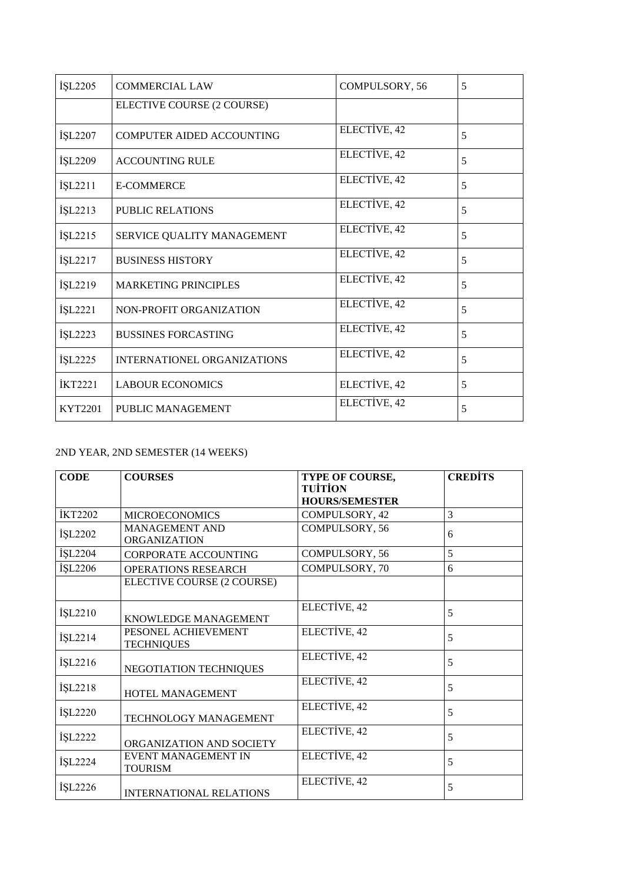| İŞL2205 | COMMERCIAL LAW | COMPULSORY, 56 | 5 |
|---|---|---|---|
| | ELECTIVE COURSE (2 COURSE) | | |
| İŞL2207 | COMPUTER AIDED ACCOUNTING | ELECTİVE, 42 | 5 |
| İŞL2209 | ACCOUNTING RULE | ELECTİVE, 42 | 5 |
| İŞL2211 | E-COMMERCE | ELECTİVE, 42 | 5 |
| İŞL2213 | PUBLIC RELATIONS | ELECTİVE, 42 | 5 |
| İŞL2215 | SERVICE QUALITY MANAGEMENT | ELECTİVE, 42 | 5 |
| İŞL2217 | BUSINESS HISTORY | ELECTİVE, 42 | 5 |
| İŞL2219 | MARKETING PRINCIPLES | ELECTİVE, 42 | 5 |
| İŞL2221 | NON-PROFIT ORGANIZATION | ELECTİVE, 42 | 5 |
| İŞL2223 | BUSSINES FORCASTING | ELECTİVE, 42 | 5 |
| İŞL2225 | INTERNATIONEL ORGANIZATIONS | ELECTİVE, 42 | 5 |
| İKT2221 | LABOUR ECONOMICS | ELECTİVE, 42 | 5 |
| KYT2201 | PUBLIC MANAGEMENT | ELECTİVE, 42 | 5 |

2ND YEAR, 2ND SEMESTER (14 WEEKS)

| **CODE** | **COURSES** | **TYPE OF COURSE, TUİTİON HOURS/SEMESTER** | **CREDİTS** |
|---|---|---|---|
| İKT2202 | MICROECONOMICS | COMPULSORY, 42 | 3 |
| İŞL2202 | MANAGEMENT AND ORGANIZATION | COMPULSORY, 56 | 6 |
| İŞL2204 | CORPORATE ACCOUNTING | COMPULSORY, 56 | 5 |
| İŞL2206 | OPERATIONS RESEARCH | COMPULSORY, 70 | 6 |
| | ELECTIVE COURSE (2 COURSE) | | |
| İŞL2210 | KNOWLEDGE MANAGEMENT | ELECTİVE, 42 | 5 |
| İŞL2214 | PESONEL ACHIEVEMENT TECHNIQUES | ELECTİVE, 42 | 5 |
| İŞL2216 | NEGOTIATION TECHNIQUES | ELECTİVE, 42 | 5 |
| İŞL2218 | HOTEL MANAGEMENT | ELECTİVE, 42 | 5 |
| İŞL2220 | TECHNOLOGY MANAGEMENT | ELECTİVE, 42 | 5 |
| İŞL2222 | ORGANIZATION AND SOCIETY | ELECTİVE, 42 | 5 |
| İŞL2224 | EVENT MANAGEMENT IN TOURISM | ELECTİVE, 42 | 5 |
| İŞL2226 | INTERNATIONAL RELATIONS | ELECTİVE, 42 | 5 |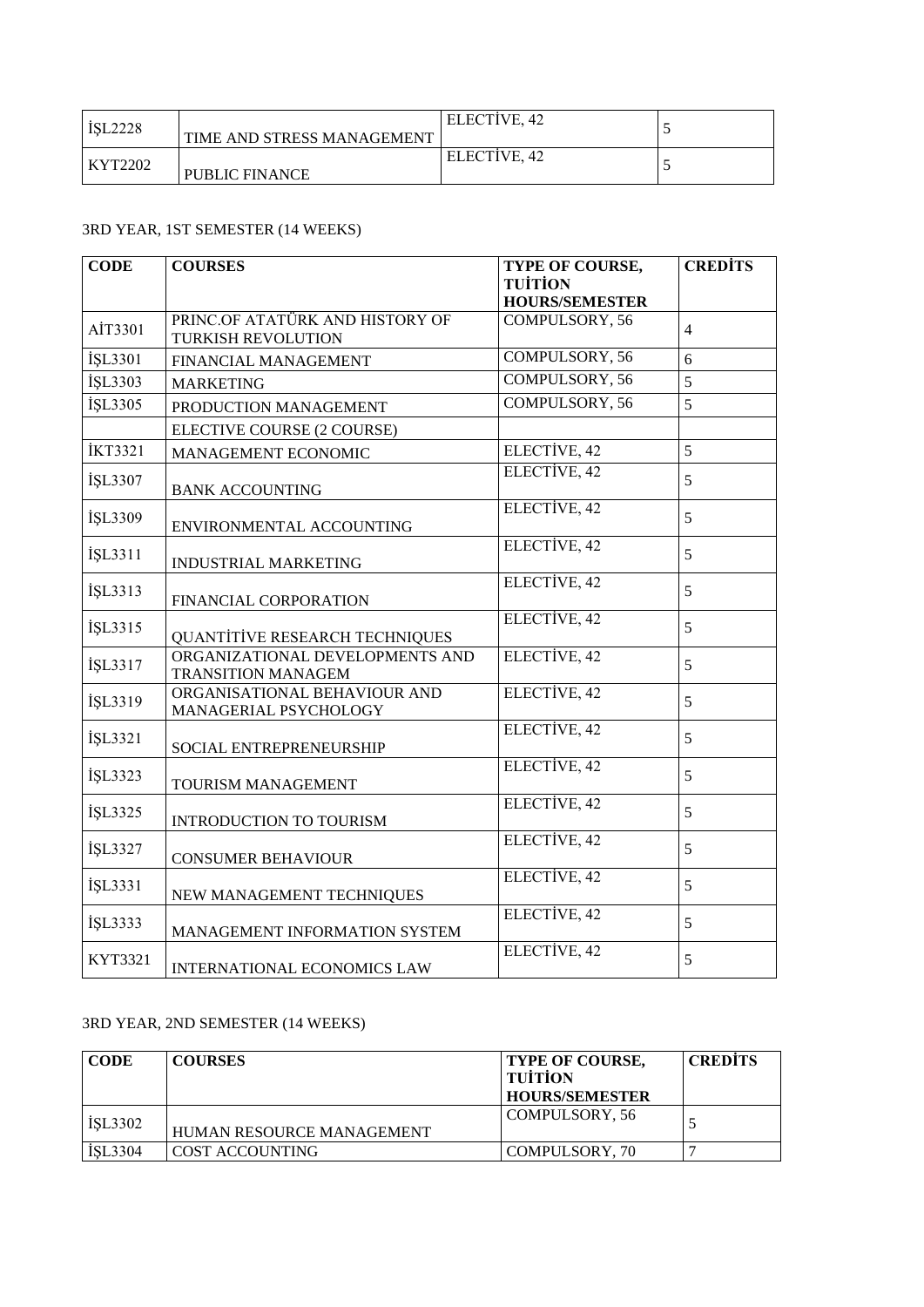| İŞL2228 | TIME AND STRESS MANAGEMENT | ELECTİVE, 42 | 5 |
|---|---|---|---|
| KYT2202 | PUBLIC FINANCE | ELECTİVE, 42 | 5 |

3RD YEAR, 1ST SEMESTER (14 WEEKS)

| **CODE** | **COURSES** | **TYPE OF COURSE, TUİTİON HOURS/SEMESTER** | **CREDİTS** |
|---|---|---|---|
| AİT3301 | PRINC.OF ATATÜRK AND HISTORY OF TURKISH REVOLUTION | COMPULSORY, 56 | 4 |
| İŞL3301 | FINANCIAL MANAGEMENT | COMPULSORY, 56 | 6 |
| İŞL3303 | MARKETING | COMPULSORY, 56 | 5 |
| İŞL3305 | PRODUCTION MANAGEMENT | COMPULSORY, 56 | 5 |
| | ELECTIVE COURSE (2 COURSE) | | |
| İKT3321 | MANAGEMENT ECONOMIC | ELECTİVE, 42 | 5 |
| İŞL3307 | BANK ACCOUNTING | ELECTİVE, 42 | 5 |
| İŞL3309 | ENVIRONMENTAL ACCOUNTING | ELECTİVE, 42 | 5 |
| İŞL3311 | INDUSTRIAL MARKETING | ELECTİVE, 42 | 5 |
| İŞL3313 | FINANCIAL CORPORATION | ELECTİVE, 42 | 5 |
| İŞL3315 | QUANTİTİVE RESEARCH TECHNIQUES | ELECTİVE, 42 | 5 |
| İŞL3317 | ORGANIZATIONAL DEVELOPMENTS AND TRANSITION MANAGEM | ELECTİVE, 42 | 5 |
| İŞL3319 | ORGANISATIONAL BEHAVIOUR AND MANAGERIAL PSYCHOLOGY | ELECTİVE, 42 | 5 |
| İŞL3321 | SOCIAL ENTREPRENEURSHIP | ELECTİVE, 42 | 5 |
| İŞL3323 | TOURISM MANAGEMENT | ELECTİVE, 42 | 5 |
| İŞL3325 | INTRODUCTION TO TOURISM | ELECTİVE, 42 | 5 |
| İŞL3327 | CONSUMER BEHAVIOUR | ELECTİVE, 42 | 5 |
| İŞL3331 | NEW MANAGEMENT TECHNIQUES | ELECTİVE, 42 | 5 |
| İŞL3333 | MANAGEMENT INFORMATION SYSTEM | ELECTİVE, 42 | 5 |
| KYT3321 | INTERNATIONAL ECONOMICS LAW | ELECTİVE, 42 | 5 |

3RD YEAR, 2ND SEMESTER (14 WEEKS)

| **CODE** | **COURSES** | **TYPE OF COURSE, TUİTİON HOURS/SEMESTER** | **CREDİTS** |
|---|---|---|---|
| İŞL3302 | HUMAN RESOURCE MANAGEMENT | COMPULSORY, 56 | 5 |
| İŞL3304 | COST ACCOUNTING | COMPULSORY, 70 | 7 |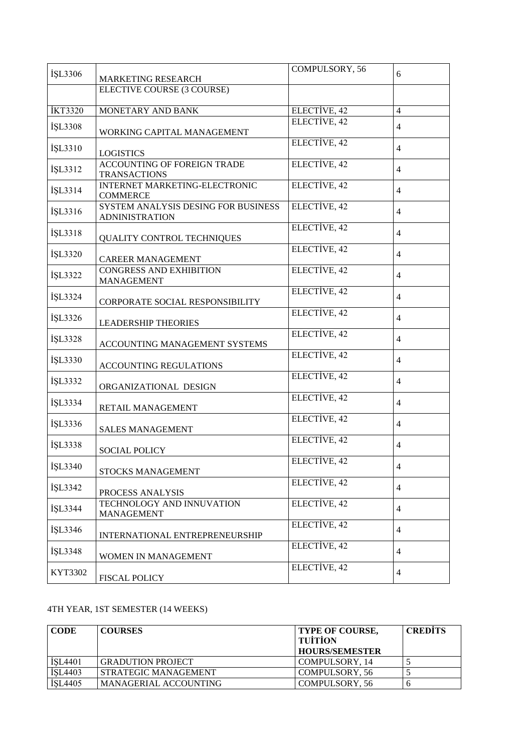| İŞL3306 | MARKETING RESEARCH | COMPULSORY, 56 | 6 |
|---|---|---|---|
| | ELECTIVE COURSE (3 COURSE) | | |
| İKT3320 | MONETARY AND BANK | ELECTİVE, 42 | 4 |
| İŞL3308 | WORKING CAPITAL MANAGEMENT | ELECTİVE, 42 | 4 |
| İŞL3310 | LOGISTICS | ELECTİVE, 42 | 4 |
| İŞL3312 | ACCOUNTING OF FOREIGN TRADE TRANSACTIONS | ELECTİVE, 42 | 4 |
| İŞL3314 | INTERNET MARKETING-ELECTRONIC COMMERCE | ELECTİVE, 42 | 4 |
| İŞL3316 | SYSTEM ANALYSIS DESING FOR BUSINESS ADNINISTRATION | ELECTİVE, 42 | 4 |
| İŞL3318 | QUALITY CONTROL TECHNIQUES | ELECTİVE, 42 | 4 |
| İŞL3320 | CAREER MANAGEMENT | ELECTİVE, 42 | 4 |
| İŞL3322 | CONGRESS AND EXHIBITION MANAGEMENT | ELECTİVE, 42 | 4 |
| İŞL3324 | CORPORATE SOCIAL RESPONSIBILITY | ELECTİVE, 42 | 4 |
| İŞL3326 | LEADERSHIP THEORIES | ELECTİVE, 42 | 4 |
| İŞL3328 | ACCOUNTING MANAGEMENT SYSTEMS | ELECTİVE, 42 | 4 |
| İŞL3330 | ACCOUNTING REGULATIONS | ELECTİVE, 42 | 4 |
| İŞL3332 | ORGANIZATIONAL DESIGN | ELECTİVE, 42 | 4 |
| İŞL3334 | RETAIL MANAGEMENT | ELECTİVE, 42 | 4 |
| İŞL3336 | SALES MANAGEMENT | ELECTİVE, 42 | 4 |
| İŞL3338 | SOCIAL POLICY | ELECTİVE, 42 | 4 |
| İŞL3340 | STOCKS MANAGEMENT | ELECTİVE, 42 | 4 |
| İŞL3342 | PROCESS ANALYSIS | ELECTİVE, 42 | 4 |
| İŞL3344 | TECHNOLOGY AND INNUVATION MANAGEMENT | ELECTİVE, 42 | 4 |
| İŞL3346 | INTERNATIONAL ENTREPRENEURSHIP | ELECTİVE, 42 | 4 |
| İŞL3348 | WOMEN IN MANAGEMENT | ELECTİVE, 42 | 4 |
| KYT3302 | FISCAL POLICY | ELECTİVE, 42 | 4 |

4TH YEAR, 1ST SEMESTER (14 WEEKS)

| **CODE** | **COURSES** | **TYPE OF COURSE, TUİTİON HOURS/SEMESTER** | **CREDİTS** |
|---|---|---|---|
| İŞL4401 | GRADUTION PROJECT | COMPULSORY, 14 | 5 |
| İŞL4403 | STRATEGIC MANAGEMENT | COMPULSORY, 56 | 5 |
| İŞL4405 | MANAGERIAL ACCOUNTING | COMPULSORY, 56 | 6 |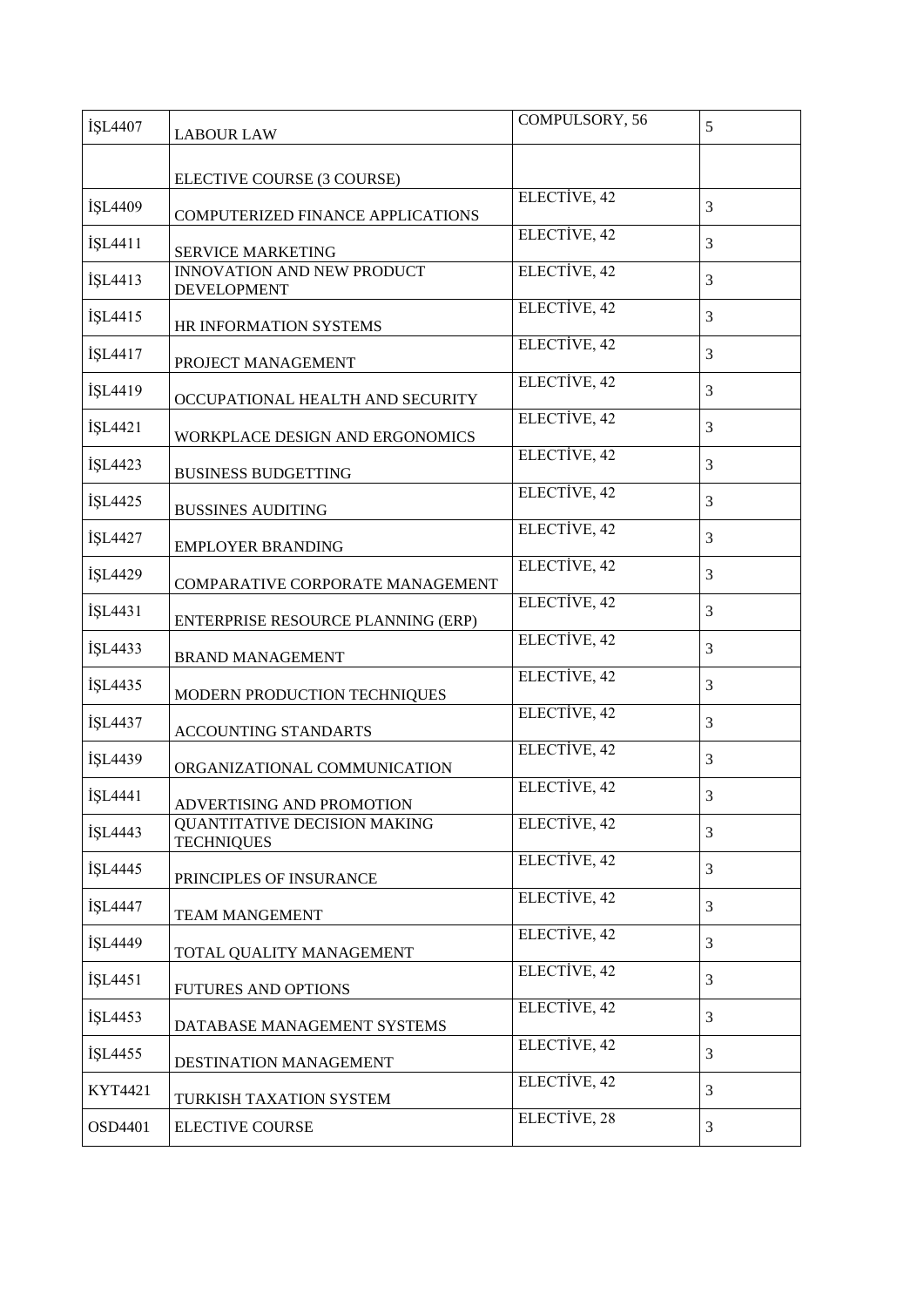| İŞL4407 | LABOUR LAW | COMPULSORY, 56 | 5 |
|---|---|---|---|
| | ELECTIVE COURSE (3 COURSE) | | |
| İŞL4409 | COMPUTERIZED FINANCE APPLICATIONS | ELECTİVE, 42 | 3 |
| İŞL4411 | SERVICE MARKETING | ELECTİVE, 42 | 3 |
| İŞL4413 | INNOVATION AND NEW PRODUCT DEVELOPMENT | ELECTİVE, 42 | 3 |
| İŞL4415 | HR INFORMATION SYSTEMS | ELECTİVE, 42 | 3 |
| İŞL4417 | PROJECT MANAGEMENT | ELECTİVE, 42 | 3 |
| İŞL4419 | OCCUPATIONAL HEALTH AND SECURITY | ELECTİVE, 42 | 3 |
| İŞL4421 | WORKPLACE DESIGN AND ERGONOMICS | ELECTİVE, 42 | 3 |
| İŞL4423 | BUSINESS BUDGETTING | ELECTİVE, 42 | 3 |
| İŞL4425 | BUSSINES AUDITING | ELECTİVE, 42 | 3 |
| İŞL4427 | EMPLOYER BRANDING | ELECTİVE, 42 | 3 |
| İŞL4429 | COMPARATIVE CORPORATE MANAGEMENT | ELECTİVE, 42 | 3 |
| İŞL4431 | ENTERPRISE RESOURCE PLANNING (ERP) | ELECTİVE, 42 | 3 |
| İŞL4433 | BRAND MANAGEMENT | ELECTİVE, 42 | 3 |
| İŞL4435 | MODERN PRODUCTION TECHNIQUES | ELECTİVE, 42 | 3 |
| İŞL4437 | ACCOUNTING STANDARTS | ELECTİVE, 42 | 3 |
| İŞL4439 | ORGANIZATIONAL COMMUNICATION | ELECTİVE, 42 | 3 |
| İŞL4441 | ADVERTISING AND PROMOTION | ELECTİVE, 42 | 3 |
| İŞL4443 | QUANTITATIVE DECISION MAKING TECHNIQUES | ELECTİVE, 42 | 3 |
| İŞL4445 | PRINCIPLES OF INSURANCE | ELECTİVE, 42 | 3 |
| İŞL4447 | TEAM MANGEMENT | ELECTİVE, 42 | 3 |
| İŞL4449 | TOTAL QUALITY MANAGEMENT | ELECTİVE, 42 | 3 |
| İŞL4451 | FUTURES AND OPTIONS | ELECTİVE, 42 | 3 |
| İŞL4453 | DATABASE MANAGEMENT SYSTEMS | ELECTİVE, 42 | 3 |
| İŞL4455 | DESTINATION MANAGEMENT | ELECTİVE, 42 | 3 |
| KYT4421 | TURKISH TAXATION SYSTEM | ELECTİVE, 42 | 3 |
| OSD4401 | ELECTIVE COURSE | ELECTİVE, 28 | 3 |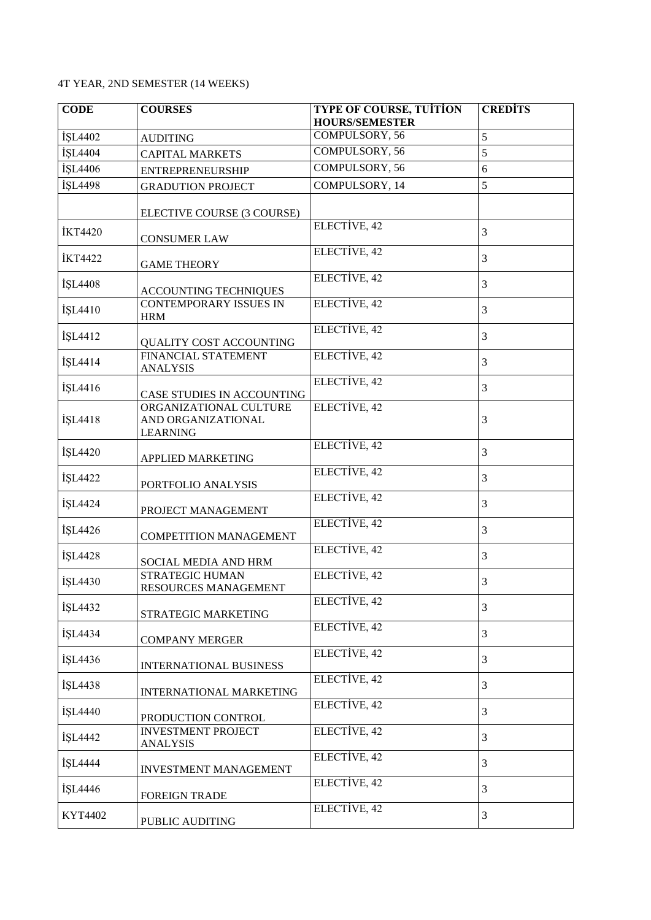4T YEAR, 2ND SEMESTER (14 WEEKS)

| CODE | COURSES | TYPE OF COURSE, TUİTİON HOURS/SEMESTER | CREDİTS |
|---|---|---|---|
| İŞL4402 | AUDITING | COMPULSORY, 56 | 5 |
| İŞL4404 | CAPITAL MARKETS | COMPULSORY, 56 | 5 |
| İŞL4406 | ENTREPRENEURSHIP | COMPULSORY, 56 | 6 |
| İŞL4498 | GRADUTION PROJECT | COMPULSORY, 14 | 5 |
| | ELECTIVE COURSE (3 COURSE) | | |
| İKT4420 | CONSUMER LAW | ELECTİVE, 42 | 3 |
| İKT4422 | GAME THEORY | ELECTİVE, 42 | 3 |
| İŞL4408 | ACCOUNTING TECHNIQUES | ELECTİVE, 42 | 3 |
| İŞL4410 | CONTEMPORARY ISSUES IN HRM | ELECTİVE, 42 | 3 |
| İŞL4412 | QUALITY COST ACCOUNTING | ELECTİVE, 42 | 3 |
| İŞL4414 | FINANCIAL STATEMENT ANALYSIS | ELECTİVE, 42 | 3 |
| İŞL4416 | CASE STUDIES IN ACCOUNTING | ELECTİVE, 42 | 3 |
| İŞL4418 | ORGANIZATIONAL CULTURE AND ORGANIZATIONAL LEARNING | ELECTİVE, 42 | 3 |
| İŞL4420 | APPLIED MARKETING | ELECTİVE, 42 | 3 |
| İŞL4422 | PORTFOLIO ANALYSIS | ELECTİVE, 42 | 3 |
| İŞL4424 | PROJECT MANAGEMENT | ELECTİVE, 42 | 3 |
| İŞL4426 | COMPETITION MANAGEMENT | ELECTİVE, 42 | 3 |
| İŞL4428 | SOCIAL MEDIA AND HRM | ELECTİVE, 42 | 3 |
| İŞL4430 | STRATEGIC HUMAN RESOURCES MANAGEMENT | ELECTİVE, 42 | 3 |
| İŞL4432 | STRATEGIC MARKETING | ELECTİVE, 42 | 3 |
| İŞL4434 | COMPANY MERGER | ELECTİVE, 42 | 3 |
| İŞL4436 | INTERNATIONAL BUSINESS | ELECTİVE, 42 | 3 |
| İŞL4438 | INTERNATIONAL MARKETING | ELECTİVE, 42 | 3 |
| İŞL4440 | PRODUCTION CONTROL | ELECTİVE, 42 | 3 |
| İŞL4442 | INVESTMENT PROJECT ANALYSIS | ELECTİVE, 42 | 3 |
| İŞL4444 | INVESTMENT MANAGEMENT | ELECTİVE, 42 | 3 |
| İŞL4446 | FOREIGN TRADE | ELECTİVE, 42 | 3 |
| KYT4402 | PUBLIC AUDITING | ELECTİVE, 42 | 3 |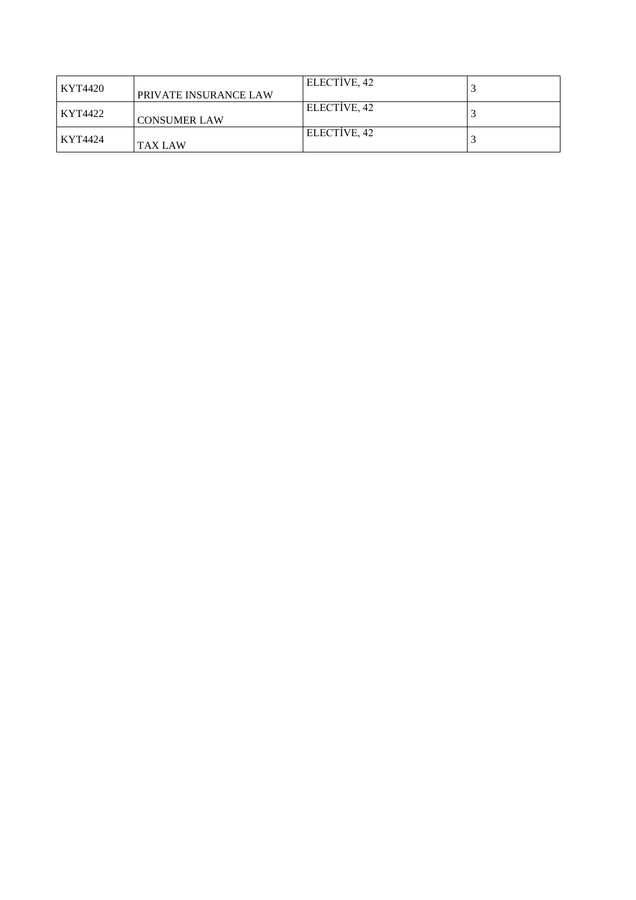| | | | |
|---|---|---|---|
| KYT4420 | PRIVATE INSURANCE LAW | ELECTİVE, 42 | 3 |
| KYT4422 | CONSUMER LAW | ELECTİVE, 42 | 3 |
| KYT4424 | TAX LAW | ELECTİVE, 42 | 3 |